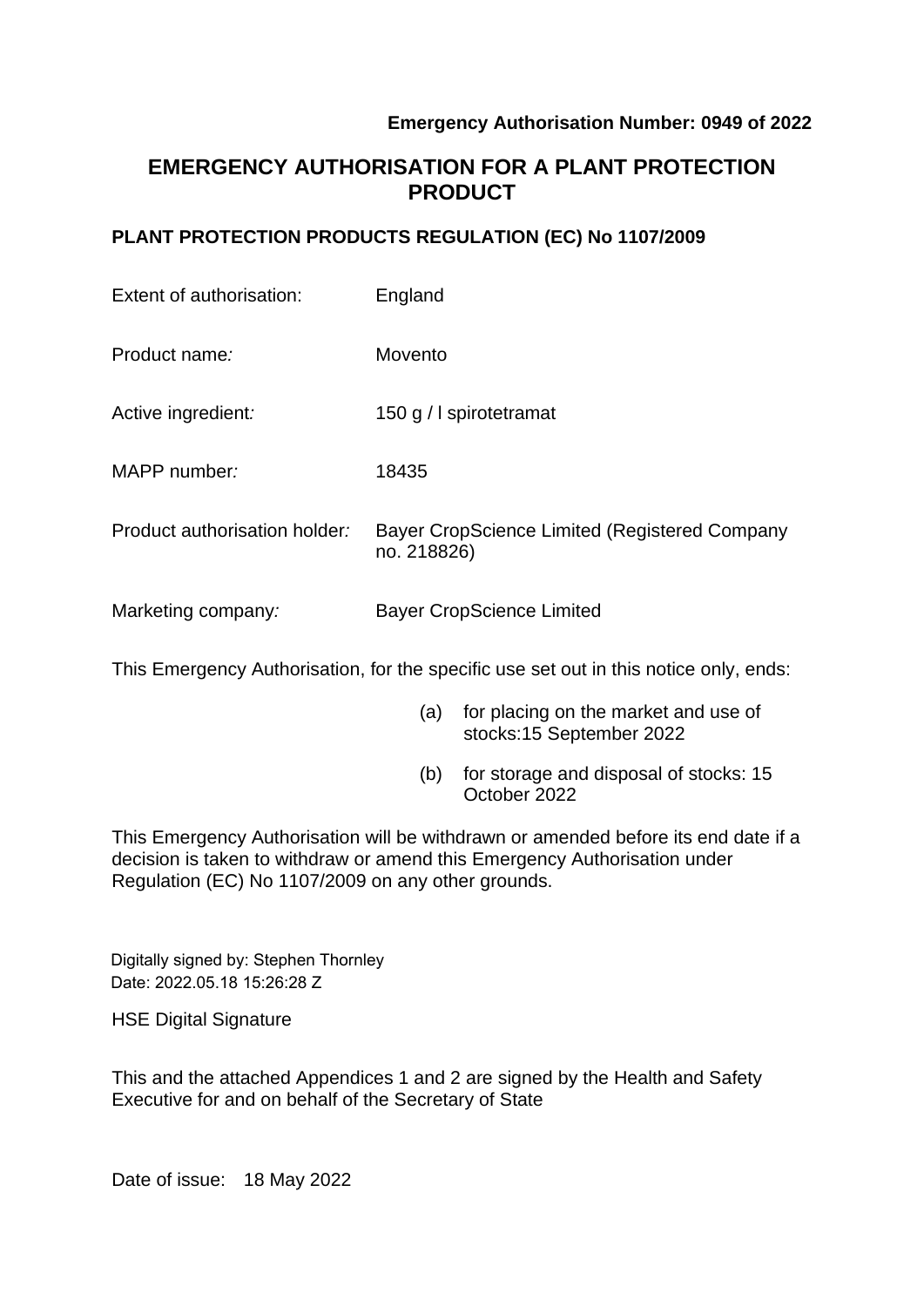**Emergency Authorisation Number: 0949 of 2022**

# EMERGENCY AUTHORISATION FOR A PLANT PROTECTION PRODUCT

## PLANT PROTECTION PRODUCTS REGULATION (EC) No 1107/2009

| | |
|---|---|
| Extent of authorisation: | England |
| Product name: | Movento |
| Active ingredient: | 150 g / l spirotetramat |
| MAPP number: | 18435 |
| Product authorisation holder: | Bayer CropScience Limited (Registered Company no. 218826) |
| Marketing company: | Bayer CropScience Limited |

This Emergency Authorisation, for the specific use set out in this notice only, ends:

(a) for placing on the market and use of stocks:15 September 2022

(b) for storage and disposal of stocks: 15 October 2022

This Emergency Authorisation will be withdrawn or amended before its end date if a decision is taken to withdraw or amend this Emergency Authorisation under Regulation (EC) No 1107/2009 on any other grounds.

Digitally signed by: Stephen Thornley
Date: 2022.05.18 15:26:28 Z

HSE Digital Signature

This and the attached Appendices 1 and 2 are signed by the Health and Safety Executive for and on behalf of the Secretary of State

Date of issue: 18 May 2022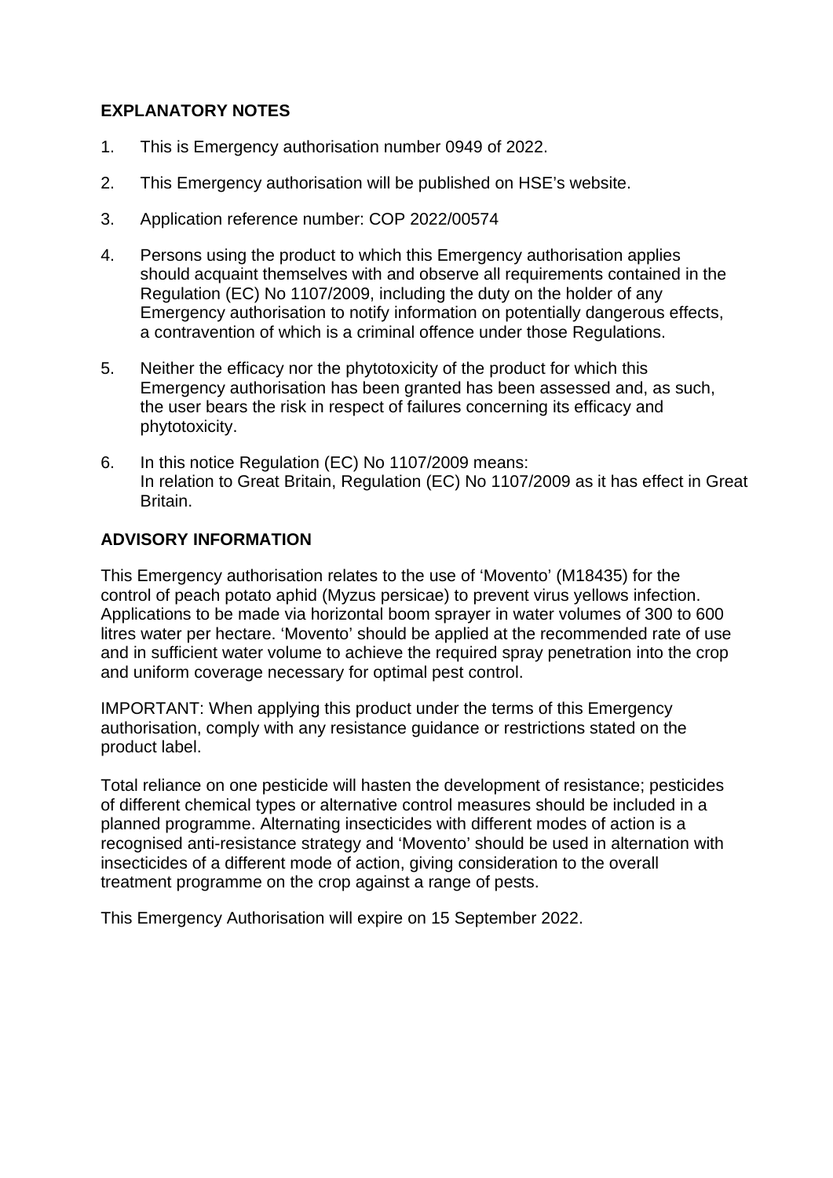## EXPLANATORY NOTES

1. This is Emergency authorisation number 0949 of 2022.
2. This Emergency authorisation will be published on HSE's website.
3. Application reference number: COP 2022/00574
4. Persons using the product to which this Emergency authorisation applies should acquaint themselves with and observe all requirements contained in the Regulation (EC) No 1107/2009, including the duty on the holder of any Emergency authorisation to notify information on potentially dangerous effects, a contravention of which is a criminal offence under those Regulations.
5. Neither the efficacy nor the phytotoxicity of the product for which this Emergency authorisation has been granted has been assessed and, as such, the user bears the risk in respect of failures concerning its efficacy and phytotoxicity.
6. In this notice Regulation (EC) No 1107/2009 means:
   In relation to Great Britain, Regulation (EC) No 1107/2009 as it has effect in Great Britain.

## ADVISORY INFORMATION

This Emergency authorisation relates to the use of 'Movento' (M18435) for the control of peach potato aphid (Myzus persicae) to prevent virus yellows infection. Applications to be made via horizontal boom sprayer in water volumes of 300 to 600 litres water per hectare. 'Movento' should be applied at the recommended rate of use and in sufficient water volume to achieve the required spray penetration into the crop and uniform coverage necessary for optimal pest control.

IMPORTANT: When applying this product under the terms of this Emergency authorisation, comply with any resistance guidance or restrictions stated on the product label.

Total reliance on one pesticide will hasten the development of resistance; pesticides of different chemical types or alternative control measures should be included in a planned programme. Alternating insecticides with different modes of action is a recognised anti-resistance strategy and 'Movento' should be used in alternation with insecticides of a different mode of action, giving consideration to the overall treatment programme on the crop against a range of pests.

This Emergency Authorisation will expire on 15 September 2022.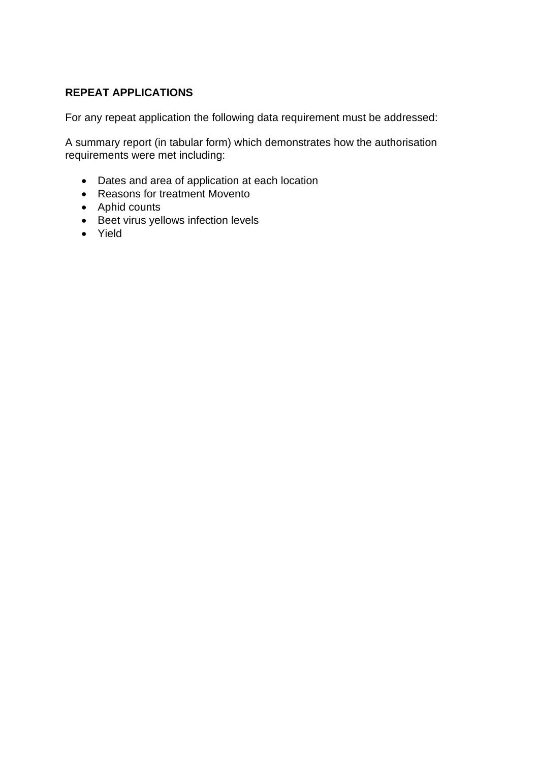## REPEAT APPLICATIONS

For any repeat application the following data requirement must be addressed:

A summary report (in tabular form) which demonstrates how the authorisation requirements were met including:

- Dates and area of application at each location
- Reasons for treatment Movento
- Aphid counts
- Beet virus yellows infection levels
- Yield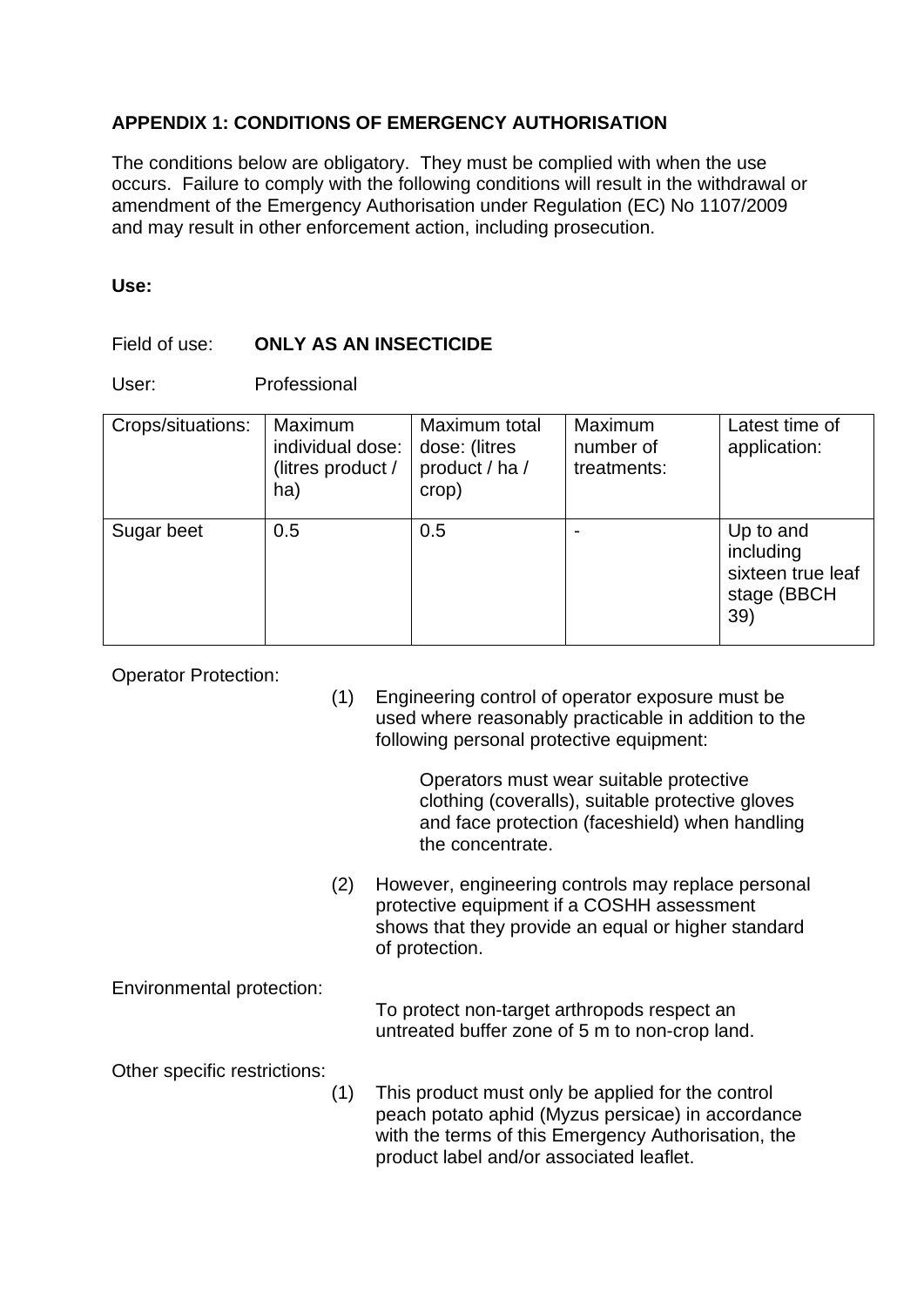**APPENDIX 1: CONDITIONS OF EMERGENCY AUTHORISATION**

The conditions below are obligatory. They must be complied with when the use occurs. Failure to comply with the following conditions will result in the withdrawal or amendment of the Emergency Authorisation under Regulation (EC) No 1107/2009 and may result in other enforcement action, including prosecution.

**Use:**

Field of use: **ONLY AS AN INSECTICIDE**

User: Professional

| Crops/situations: | Maximum individual dose: (litres product / ha) | Maximum total dose: (litres product / ha / crop) | Maximum number of treatments: | Latest time of application: |
|---|---|---|---|---|
| Sugar beet | 0.5 | 0.5 | - | Up to and including sixteen true leaf stage (BBCH 39) |

Operator Protection:

(1) Engineering control of operator exposure must be used where reasonably practicable in addition to the following personal protective equipment:

Operators must wear suitable protective clothing (coveralls), suitable protective gloves and face protection (faceshield) when handling the concentrate.

(2) However, engineering controls may replace personal protective equipment if a COSHH assessment shows that they provide an equal or higher standard of protection.

Environmental protection:

To protect non-target arthropods respect an untreated buffer zone of 5 m to non-crop land.

Other specific restrictions:

(1) This product must only be applied for the control peach potato aphid (Myzus persicae) in accordance with the terms of this Emergency Authorisation, the product label and/or associated leaflet.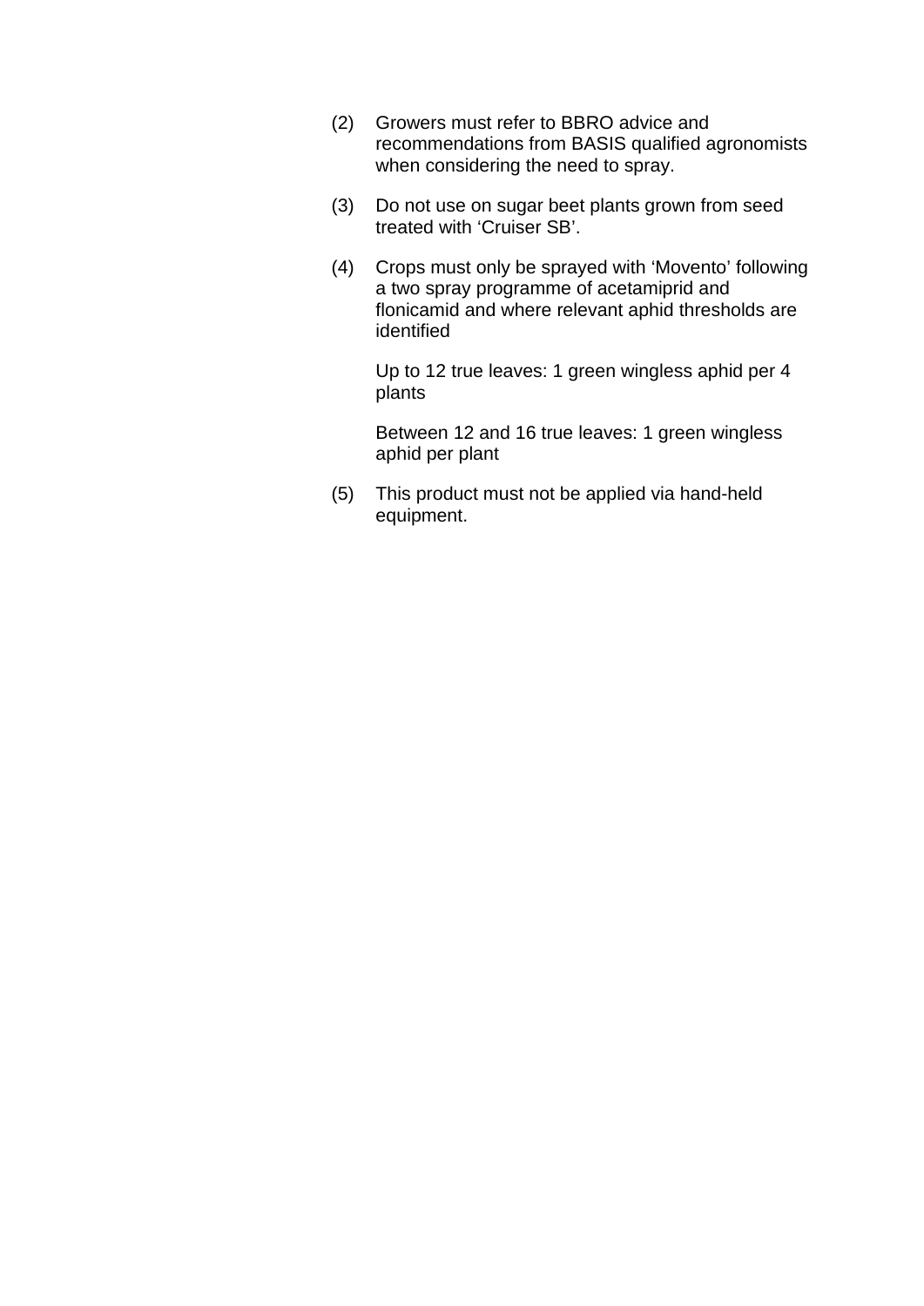(2) Growers must refer to BBRO advice and recommendations from BASIS qualified agronomists when considering the need to spray.

(3) Do not use on sugar beet plants grown from seed treated with 'Cruiser SB'.

(4) Crops must only be sprayed with 'Movento' following a two spray programme of acetamiprid and flonicamid and where relevant aphid thresholds are identified

Up to 12 true leaves: 1 green wingless aphid per 4 plants

Between 12 and 16 true leaves: 1 green wingless aphid per plant

(5) This product must not be applied via hand-held equipment.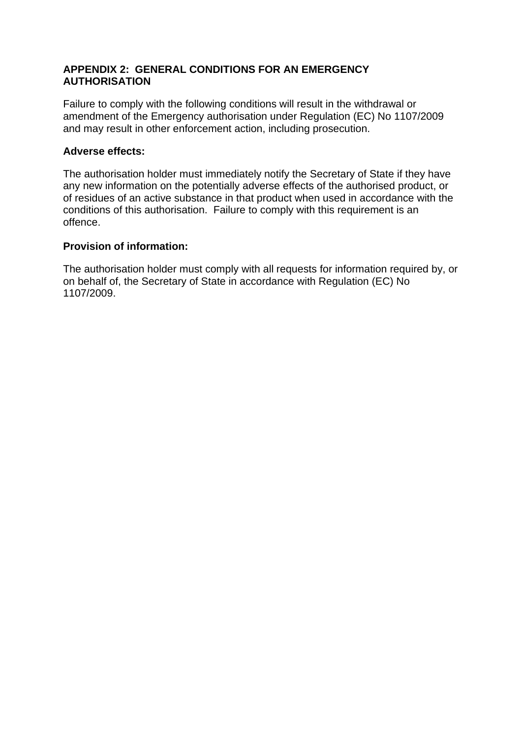## APPENDIX 2: GENERAL CONDITIONS FOR AN EMERGENCY AUTHORISATION

Failure to comply with the following conditions will result in the withdrawal or amendment of the Emergency authorisation under Regulation (EC) No 1107/2009 and may result in other enforcement action, including prosecution.

**Adverse effects:**

The authorisation holder must immediately notify the Secretary of State if they have any new information on the potentially adverse effects of the authorised product, or of residues of an active substance in that product when used in accordance with the conditions of this authorisation. Failure to comply with this requirement is an offence.

**Provision of information:**

The authorisation holder must comply with all requests for information required by, or on behalf of, the Secretary of State in accordance with Regulation (EC) No 1107/2009.